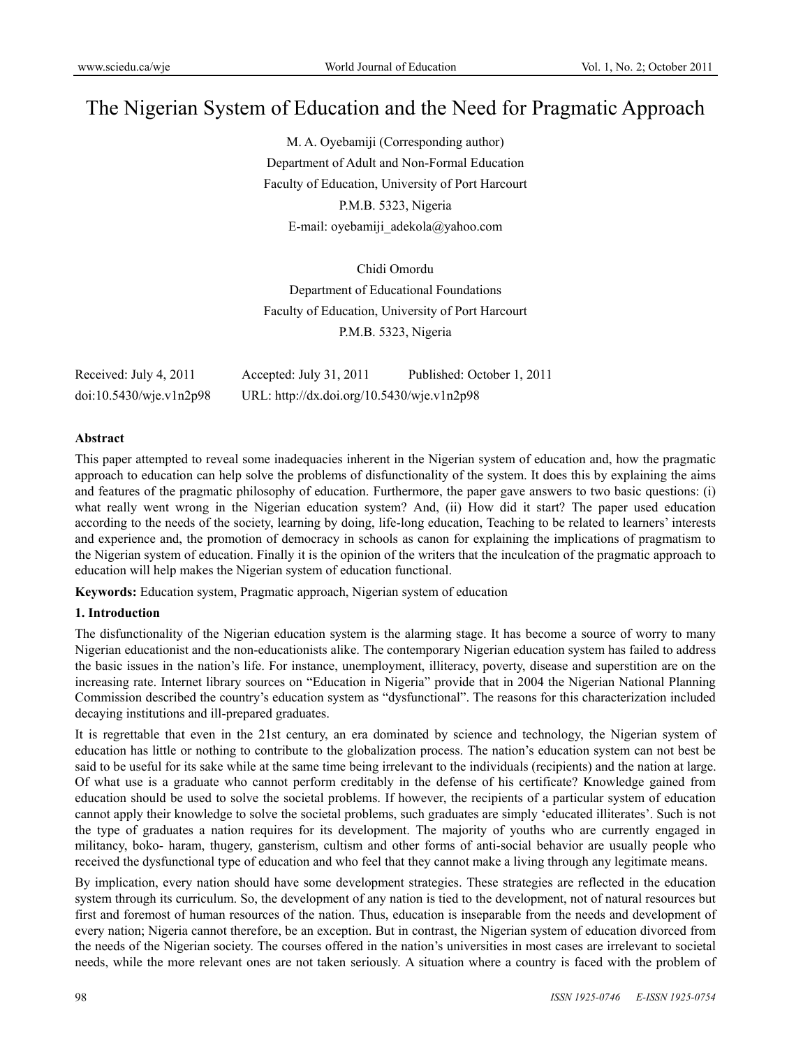# The Nigerian System of Education and the Need for Pragmatic Approach

M. A. Oyebamiji (Corresponding author)

Department of Adult and Non-Formal Education

Faculty of Education, University of Port Harcourt

P.M.B. 5323, Nigeria

E-mail: oyebamiji_adekola@yahoo.com

Chidi Omordu

Department of Educational Foundations

Faculty of Education, University of Port Harcourt

P.M.B. 5323, Nigeria

Received: July 4, 2011 Accepted: July 31, 2011 Published: October 1, 2011

doi:10.5430/wje.v1n2p98 URL: http://dx.doi.org/10.5430/wje.v1n2p98

**Abstract**

This paper attempted to reveal some inadequacies inherent in the Nigerian system of education and, how the pragmatic approach to education can help solve the problems of disfunctionality of the system. It does this by explaining the aims and features of the pragmatic philosophy of education. Furthermore, the paper gave answers to two basic questions: (i) what really went wrong in the Nigerian education system? And, (ii) How did it start? The paper used education according to the needs of the society, learning by doing, life-long education, Teaching to be related to learners' interests and experience and, the promotion of democracy in schools as canon for explaining the implications of pragmatism to the Nigerian system of education. Finally it is the opinion of the writers that the inculcation of the pragmatic approach to education will help makes the Nigerian system of education functional.

**Keywords:** Education system, Pragmatic approach, Nigerian system of education

## 1. Introduction

The disfunctionality of the Nigerian education system is the alarming stage. It has become a source of worry to many Nigerian educationist and the non-educationists alike. The contemporary Nigerian education system has failed to address the basic issues in the nation's life. For instance, unemployment, illiteracy, poverty, disease and superstition are on the increasing rate. Internet library sources on "Education in Nigeria" provide that in 2004 the Nigerian National Planning Commission described the country's education system as "dysfunctional". The reasons for this characterization included decaying institutions and ill-prepared graduates.

It is regrettable that even in the 21st century, an era dominated by science and technology, the Nigerian system of education has little or nothing to contribute to the globalization process. The nation's education system can not best be said to be useful for its sake while at the same time being irrelevant to the individuals (recipients) and the nation at large. Of what use is a graduate who cannot perform creditably in the defense of his certificate? Knowledge gained from education should be used to solve the societal problems. If however, the recipients of a particular system of education cannot apply their knowledge to solve the societal problems, such graduates are simply 'educated illiterates'. Such is not the type of graduates a nation requires for its development. The majority of youths who are currently engaged in militancy, boko- haram, thugery, gansterism, cultism and other forms of anti-social behavior are usually people who received the dysfunctional type of education and who feel that they cannot make a living through any legitimate means.

By implication, every nation should have some development strategies. These strategies are reflected in the education system through its curriculum. So, the development of any nation is tied to the development, not of natural resources but first and foremost of human resources of the nation. Thus, education is inseparable from the needs and development of every nation; Nigeria cannot therefore, be an exception. But in contrast, the Nigerian system of education divorced from the needs of the Nigerian society. The courses offered in the nation's universities in most cases are irrelevant to societal needs, while the more relevant ones are not taken seriously. A situation where a country is faced with the problem of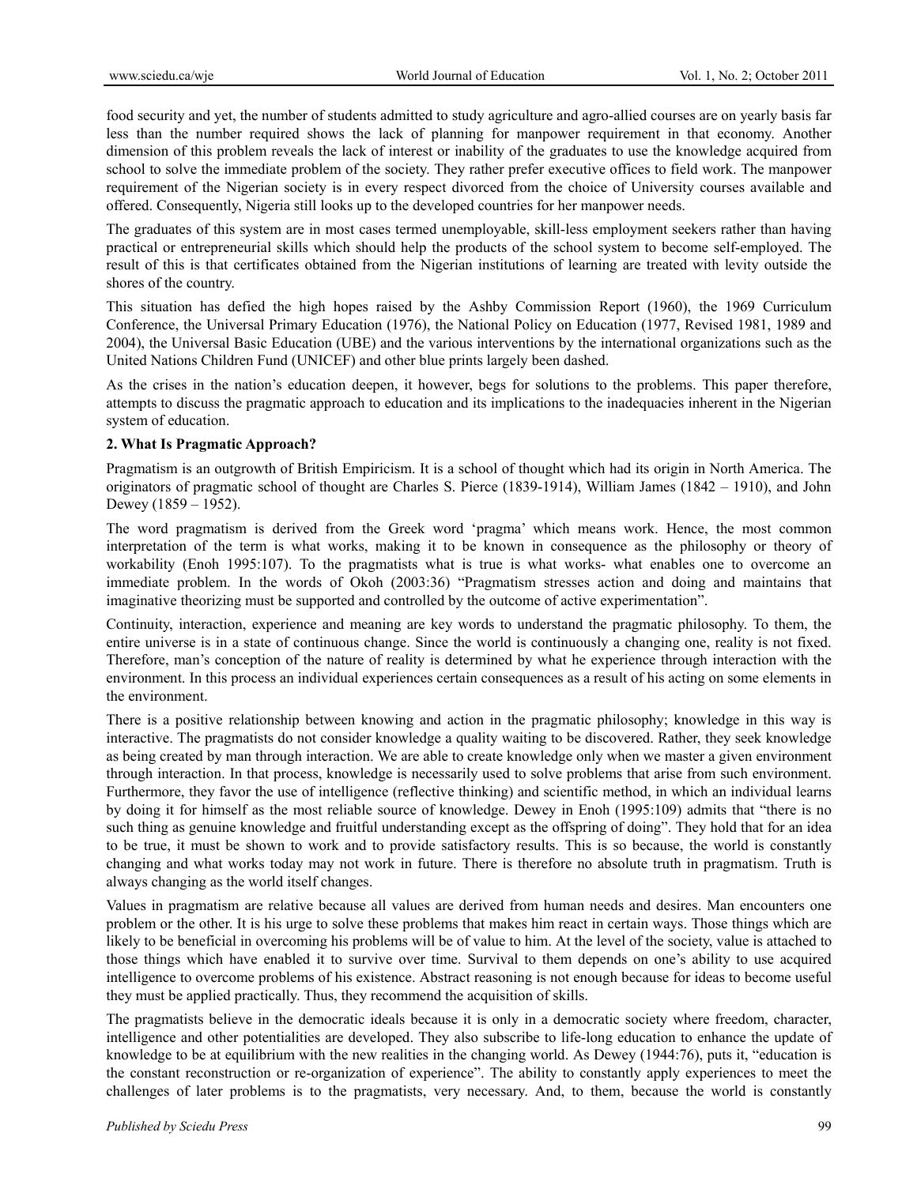food security and yet, the number of students admitted to study agriculture and agro-allied courses are on yearly basis far less than the number required shows the lack of planning for manpower requirement in that economy. Another dimension of this problem reveals the lack of interest or inability of the graduates to use the knowledge acquired from school to solve the immediate problem of the society. They rather prefer executive offices to field work. The manpower requirement of the Nigerian society is in every respect divorced from the choice of University courses available and offered. Consequently, Nigeria still looks up to the developed countries for her manpower needs.

The graduates of this system are in most cases termed unemployable, skill-less employment seekers rather than having practical or entrepreneurial skills which should help the products of the school system to become self-employed. The result of this is that certificates obtained from the Nigerian institutions of learning are treated with levity outside the shores of the country.

This situation has defied the high hopes raised by the Ashby Commission Report (1960), the 1969 Curriculum Conference, the Universal Primary Education (1976), the National Policy on Education (1977, Revised 1981, 1989 and 2004), the Universal Basic Education (UBE) and the various interventions by the international organizations such as the United Nations Children Fund (UNICEF) and other blue prints largely been dashed.

As the crises in the nation's education deepen, it however, begs for solutions to the problems. This paper therefore, attempts to discuss the pragmatic approach to education and its implications to the inadequacies inherent in the Nigerian system of education.

## 2. What Is Pragmatic Approach?

Pragmatism is an outgrowth of British Empiricism. It is a school of thought which had its origin in North America. The originators of pragmatic school of thought are Charles S. Pierce (1839-1914), William James (1842 – 1910), and John Dewey (1859 – 1952).

The word pragmatism is derived from the Greek word 'pragma' which means work. Hence, the most common interpretation of the term is what works, making it to be known in consequence as the philosophy or theory of workability (Enoh 1995:107). To the pragmatists what is true is what works- what enables one to overcome an immediate problem. In the words of Okoh (2003:36) "Pragmatism stresses action and doing and maintains that imaginative theorizing must be supported and controlled by the outcome of active experimentation".

Continuity, interaction, experience and meaning are key words to understand the pragmatic philosophy. To them, the entire universe is in a state of continuous change. Since the world is continuously a changing one, reality is not fixed. Therefore, man's conception of the nature of reality is determined by what he experience through interaction with the environment. In this process an individual experiences certain consequences as a result of his acting on some elements in the environment.

There is a positive relationship between knowing and action in the pragmatic philosophy; knowledge in this way is interactive. The pragmatists do not consider knowledge a quality waiting to be discovered. Rather, they seek knowledge as being created by man through interaction. We are able to create knowledge only when we master a given environment through interaction. In that process, knowledge is necessarily used to solve problems that arise from such environment. Furthermore, they favor the use of intelligence (reflective thinking) and scientific method, in which an individual learns by doing it for himself as the most reliable source of knowledge. Dewey in Enoh (1995:109) admits that "there is no such thing as genuine knowledge and fruitful understanding except as the offspring of doing". They hold that for an idea to be true, it must be shown to work and to provide satisfactory results. This is so because, the world is constantly changing and what works today may not work in future. There is therefore no absolute truth in pragmatism. Truth is always changing as the world itself changes.

Values in pragmatism are relative because all values are derived from human needs and desires. Man encounters one problem or the other. It is his urge to solve these problems that makes him react in certain ways. Those things which are likely to be beneficial in overcoming his problems will be of value to him. At the level of the society, value is attached to those things which have enabled it to survive over time. Survival to them depends on one's ability to use acquired intelligence to overcome problems of his existence. Abstract reasoning is not enough because for ideas to become useful they must be applied practically. Thus, they recommend the acquisition of skills.

The pragmatists believe in the democratic ideals because it is only in a democratic society where freedom, character, intelligence and other potentialities are developed. They also subscribe to life-long education to enhance the update of knowledge to be at equilibrium with the new realities in the changing world. As Dewey (1944:76), puts it, "education is the constant reconstruction or re-organization of experience". The ability to constantly apply experiences to meet the challenges of later problems is to the pragmatists, very necessary. And, to them, because the world is constantly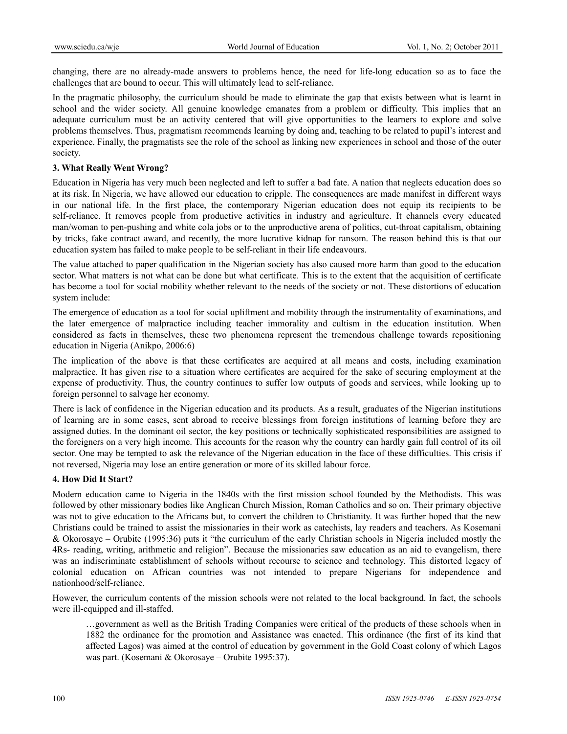changing, there are no already-made answers to problems hence, the need for life-long education so as to face the challenges that are bound to occur. This will ultimately lead to self-reliance.

In the pragmatic philosophy, the curriculum should be made to eliminate the gap that exists between what is learnt in school and the wider society. All genuine knowledge emanates from a problem or difficulty. This implies that an adequate curriculum must be an activity centered that will give opportunities to the learners to explore and solve problems themselves. Thus, pragmatism recommends learning by doing and, teaching to be related to pupil's interest and experience. Finally, the pragmatists see the role of the school as linking new experiences in school and those of the outer society.

### 3. What Really Went Wrong?

Education in Nigeria has very much been neglected and left to suffer a bad fate. A nation that neglects education does so at its risk. In Nigeria, we have allowed our education to cripple. The consequences are made manifest in different ways in our national life. In the first place, the contemporary Nigerian education does not equip its recipients to be self-reliance. It removes people from productive activities in industry and agriculture. It channels every educated man/woman to pen-pushing and white cola jobs or to the unproductive arena of politics, cut-throat capitalism, obtaining by tricks, fake contract award, and recently, the more lucrative kidnap for ransom. The reason behind this is that our education system has failed to make people to be self-reliant in their life endeavours.

The value attached to paper qualification in the Nigerian society has also caused more harm than good to the education sector. What matters is not what can be done but what certificate. This is to the extent that the acquisition of certificate has become a tool for social mobility whether relevant to the needs of the society or not. These distortions of education system include:

The emergence of education as a tool for social upliftment and mobility through the instrumentality of examinations, and the later emergence of malpractice including teacher immorality and cultism in the education institution. When considered as facts in themselves, these two phenomena represent the tremendous challenge towards repositioning education in Nigeria (Anikpo, 2006:6)

The implication of the above is that these certificates are acquired at all means and costs, including examination malpractice. It has given rise to a situation where certificates are acquired for the sake of securing employment at the expense of productivity. Thus, the country continues to suffer low outputs of goods and services, while looking up to foreign personnel to salvage her economy.

There is lack of confidence in the Nigerian education and its products. As a result, graduates of the Nigerian institutions of learning are in some cases, sent abroad to receive blessings from foreign institutions of learning before they are assigned duties. In the dominant oil sector, the key positions or technically sophisticated responsibilities are assigned to the foreigners on a very high income. This accounts for the reason why the country can hardly gain full control of its oil sector. One may be tempted to ask the relevance of the Nigerian education in the face of these difficulties. This crisis if not reversed, Nigeria may lose an entire generation or more of its skilled labour force.

### 4. How Did It Start?

Modern education came to Nigeria in the 1840s with the first mission school founded by the Methodists. This was followed by other missionary bodies like Anglican Church Mission, Roman Catholics and so on. Their primary objective was not to give education to the Africans but, to convert the children to Christianity. It was further hoped that the new Christians could be trained to assist the missionaries in their work as catechists, lay readers and teachers. As Kosemani & Okorosaye – Orubite (1995:36) puts it "the curriculum of the early Christian schools in Nigeria included mostly the 4Rs- reading, writing, arithmetic and religion". Because the missionaries saw education as an aid to evangelism, there was an indiscriminate establishment of schools without recourse to science and technology. This distorted legacy of colonial education on African countries was not intended to prepare Nigerians for independence and nationhood/self-reliance.

However, the curriculum contents of the mission schools were not related to the local background. In fact, the schools were ill-equipped and ill-staffed.

> …government as well as the British Trading Companies were critical of the products of these schools when in 1882 the ordinance for the promotion and Assistance was enacted. This ordinance (the first of its kind that affected Lagos) was aimed at the control of education by government in the Gold Coast colony of which Lagos was part. (Kosemani & Okorosaye – Orubite 1995:37).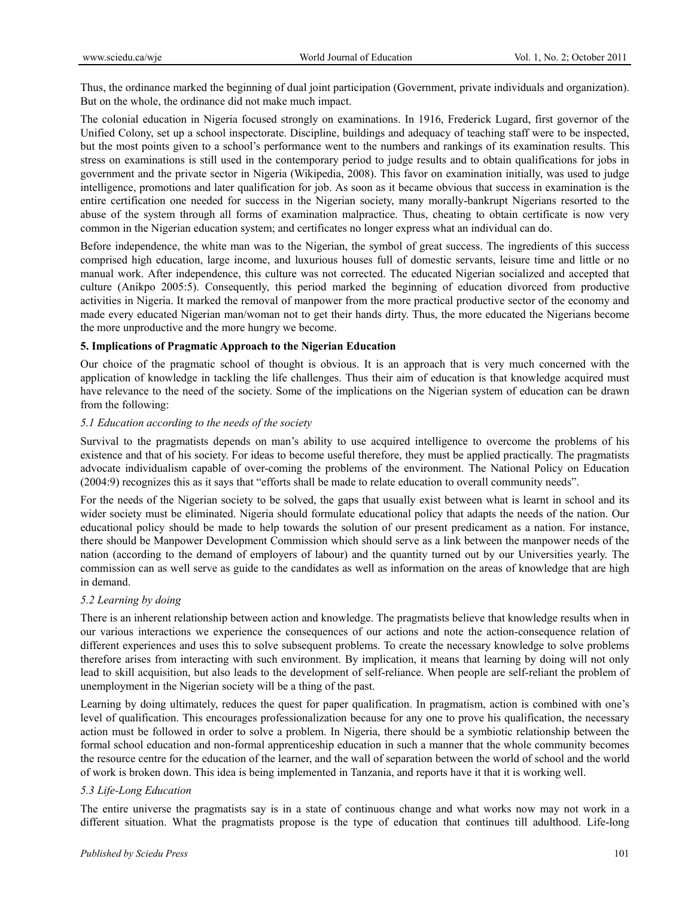Thus, the ordinance marked the beginning of dual joint participation (Government, private individuals and organization). But on the whole, the ordinance did not make much impact.

The colonial education in Nigeria focused strongly on examinations. In 1916, Frederick Lugard, first governor of the Unified Colony, set up a school inspectorate. Discipline, buildings and adequacy of teaching staff were to be inspected, but the most points given to a school's performance went to the numbers and rankings of its examination results. This stress on examinations is still used in the contemporary period to judge results and to obtain qualifications for jobs in government and the private sector in Nigeria (Wikipedia, 2008). This favor on examination initially, was used to judge intelligence, promotions and later qualification for job. As soon as it became obvious that success in examination is the entire certification one needed for success in the Nigerian society, many morally-bankrupt Nigerians resorted to the abuse of the system through all forms of examination malpractice. Thus, cheating to obtain certificate is now very common in the Nigerian education system; and certificates no longer express what an individual can do.

Before independence, the white man was to the Nigerian, the symbol of great success. The ingredients of this success comprised high education, large income, and luxurious houses full of domestic servants, leisure time and little or no manual work. After independence, this culture was not corrected. The educated Nigerian socialized and accepted that culture (Anikpo 2005:5). Consequently, this period marked the beginning of education divorced from productive activities in Nigeria. It marked the removal of manpower from the more practical productive sector of the economy and made every educated Nigerian man/woman not to get their hands dirty. Thus, the more educated the Nigerians become the more unproductive and the more hungry we become.

## 5. Implications of Pragmatic Approach to the Nigerian Education

Our choice of the pragmatic school of thought is obvious. It is an approach that is very much concerned with the application of knowledge in tackling the life challenges. Thus their aim of education is that knowledge acquired must have relevance to the need of the society. Some of the implications on the Nigerian system of education can be drawn from the following:

### *5.1 Education according to the needs of the society*

Survival to the pragmatists depends on man's ability to use acquired intelligence to overcome the problems of his existence and that of his society. For ideas to become useful therefore, they must be applied practically. The pragmatists advocate individualism capable of over-coming the problems of the environment. The National Policy on Education (2004:9) recognizes this as it says that "efforts shall be made to relate education to overall community needs".

For the needs of the Nigerian society to be solved, the gaps that usually exist between what is learnt in school and its wider society must be eliminated. Nigeria should formulate educational policy that adapts the needs of the nation. Our educational policy should be made to help towards the solution of our present predicament as a nation. For instance, there should be Manpower Development Commission which should serve as a link between the manpower needs of the nation (according to the demand of employers of labour) and the quantity turned out by our Universities yearly. The commission can as well serve as guide to the candidates as well as information on the areas of knowledge that are high in demand.

### *5.2 Learning by doing*

There is an inherent relationship between action and knowledge. The pragmatists believe that knowledge results when in our various interactions we experience the consequences of our actions and note the action-consequence relation of different experiences and uses this to solve subsequent problems. To create the necessary knowledge to solve problems therefore arises from interacting with such environment. By implication, it means that learning by doing will not only lead to skill acquisition, but also leads to the development of self-reliance. When people are self-reliant the problem of unemployment in the Nigerian society will be a thing of the past.

Learning by doing ultimately, reduces the quest for paper qualification. In pragmatism, action is combined with one's level of qualification. This encourages professionalization because for any one to prove his qualification, the necessary action must be followed in order to solve a problem. In Nigeria, there should be a symbiotic relationship between the formal school education and non-formal apprenticeship education in such a manner that the whole community becomes the resource centre for the education of the learner, and the wall of separation between the world of school and the world of work is broken down. This idea is being implemented in Tanzania, and reports have it that it is working well.

### *5.3 Life-Long Education*

The entire universe the pragmatists say is in a state of continuous change and what works now may not work in a different situation. What the pragmatists propose is the type of education that continues till adulthood. Life-long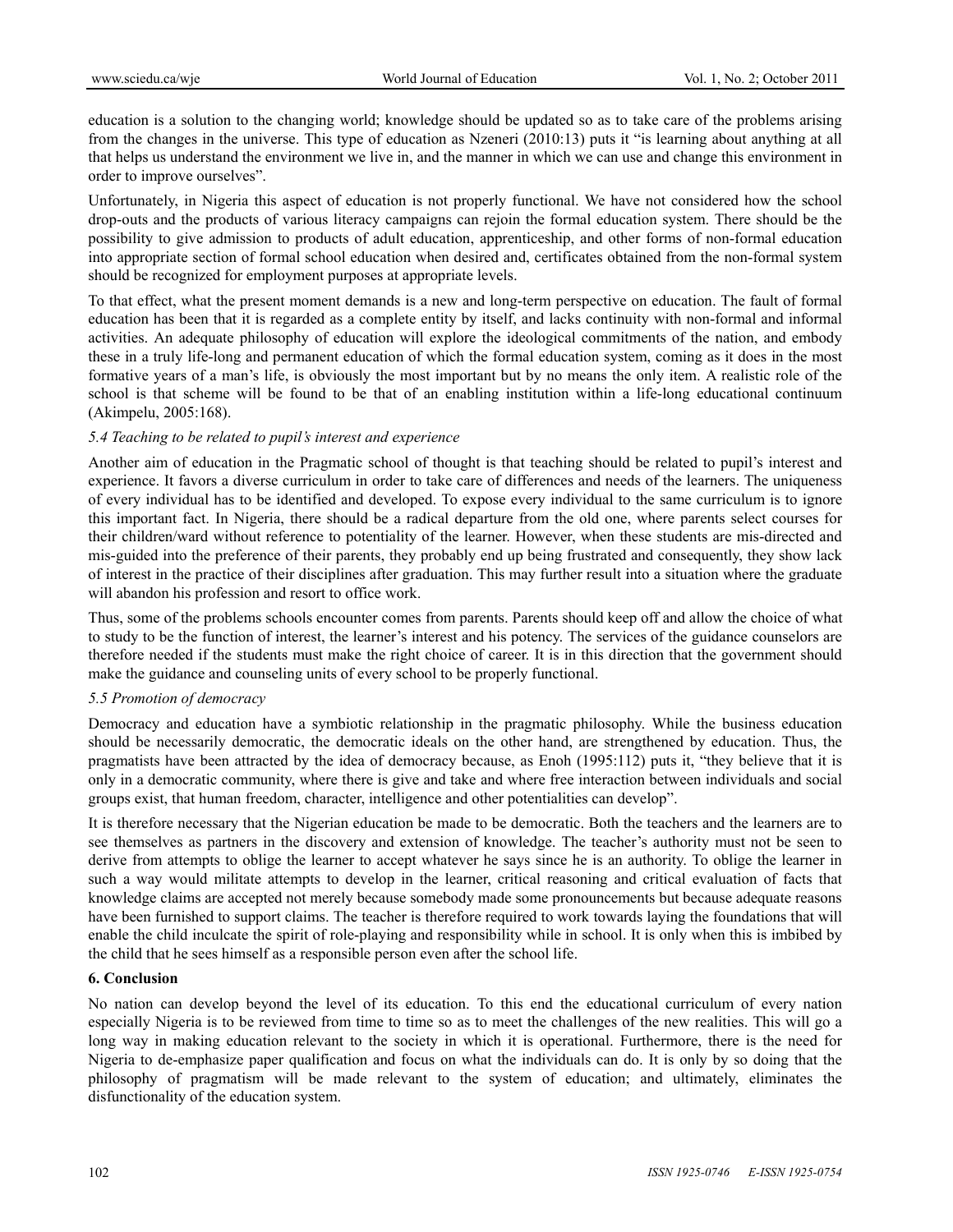education is a solution to the changing world; knowledge should be updated so as to take care of the problems arising from the changes in the universe. This type of education as Nzeneri (2010:13) puts it "is learning about anything at all that helps us understand the environment we live in, and the manner in which we can use and change this environment in order to improve ourselves".

Unfortunately, in Nigeria this aspect of education is not properly functional. We have not considered how the school drop-outs and the products of various literacy campaigns can rejoin the formal education system. There should be the possibility to give admission to products of adult education, apprenticeship, and other forms of non-formal education into appropriate section of formal school education when desired and, certificates obtained from the non-formal system should be recognized for employment purposes at appropriate levels.

To that effect, what the present moment demands is a new and long-term perspective on education. The fault of formal education has been that it is regarded as a complete entity by itself, and lacks continuity with non-formal and informal activities. An adequate philosophy of education will explore the ideological commitments of the nation, and embody these in a truly life-long and permanent education of which the formal education system, coming as it does in the most formative years of a man's life, is obviously the most important but by no means the only item. A realistic role of the school is that scheme will be found to be that of an enabling institution within a life-long educational continuum (Akimpelu, 2005:168).

### *5.4 Teaching to be related to pupil's interest and experience*

Another aim of education in the Pragmatic school of thought is that teaching should be related to pupil's interest and experience. It favors a diverse curriculum in order to take care of differences and needs of the learners. The uniqueness of every individual has to be identified and developed. To expose every individual to the same curriculum is to ignore this important fact. In Nigeria, there should be a radical departure from the old one, where parents select courses for their children/ward without reference to potentiality of the learner. However, when these students are mis-directed and mis-guided into the preference of their parents, they probably end up being frustrated and consequently, they show lack of interest in the practice of their disciplines after graduation. This may further result into a situation where the graduate will abandon his profession and resort to office work.

Thus, some of the problems schools encounter comes from parents. Parents should keep off and allow the choice of what to study to be the function of interest, the learner's interest and his potency. The services of the guidance counselors are therefore needed if the students must make the right choice of career. It is in this direction that the government should make the guidance and counseling units of every school to be properly functional.

### *5.5 Promotion of democracy*

Democracy and education have a symbiotic relationship in the pragmatic philosophy. While the business education should be necessarily democratic, the democratic ideals on the other hand, are strengthened by education. Thus, the pragmatists have been attracted by the idea of democracy because, as Enoh (1995:112) puts it, "they believe that it is only in a democratic community, where there is give and take and where free interaction between individuals and social groups exist, that human freedom, character, intelligence and other potentialities can develop".

It is therefore necessary that the Nigerian education be made to be democratic. Both the teachers and the learners are to see themselves as partners in the discovery and extension of knowledge. The teacher's authority must not be seen to derive from attempts to oblige the learner to accept whatever he says since he is an authority. To oblige the learner in such a way would militate attempts to develop in the learner, critical reasoning and critical evaluation of facts that knowledge claims are accepted not merely because somebody made some pronouncements but because adequate reasons have been furnished to support claims. The teacher is therefore required to work towards laying the foundations that will enable the child inculcate the spirit of role-playing and responsibility while in school. It is only when this is imbibed by the child that he sees himself as a responsible person even after the school life.

## 6. Conclusion

No nation can develop beyond the level of its education. To this end the educational curriculum of every nation especially Nigeria is to be reviewed from time to time so as to meet the challenges of the new realities. This will go a long way in making education relevant to the society in which it is operational. Furthermore, there is the need for Nigeria to de-emphasize paper qualification and focus on what the individuals can do. It is only by so doing that the philosophy of pragmatism will be made relevant to the system of education; and ultimately, eliminates the disfunctionality of the education system.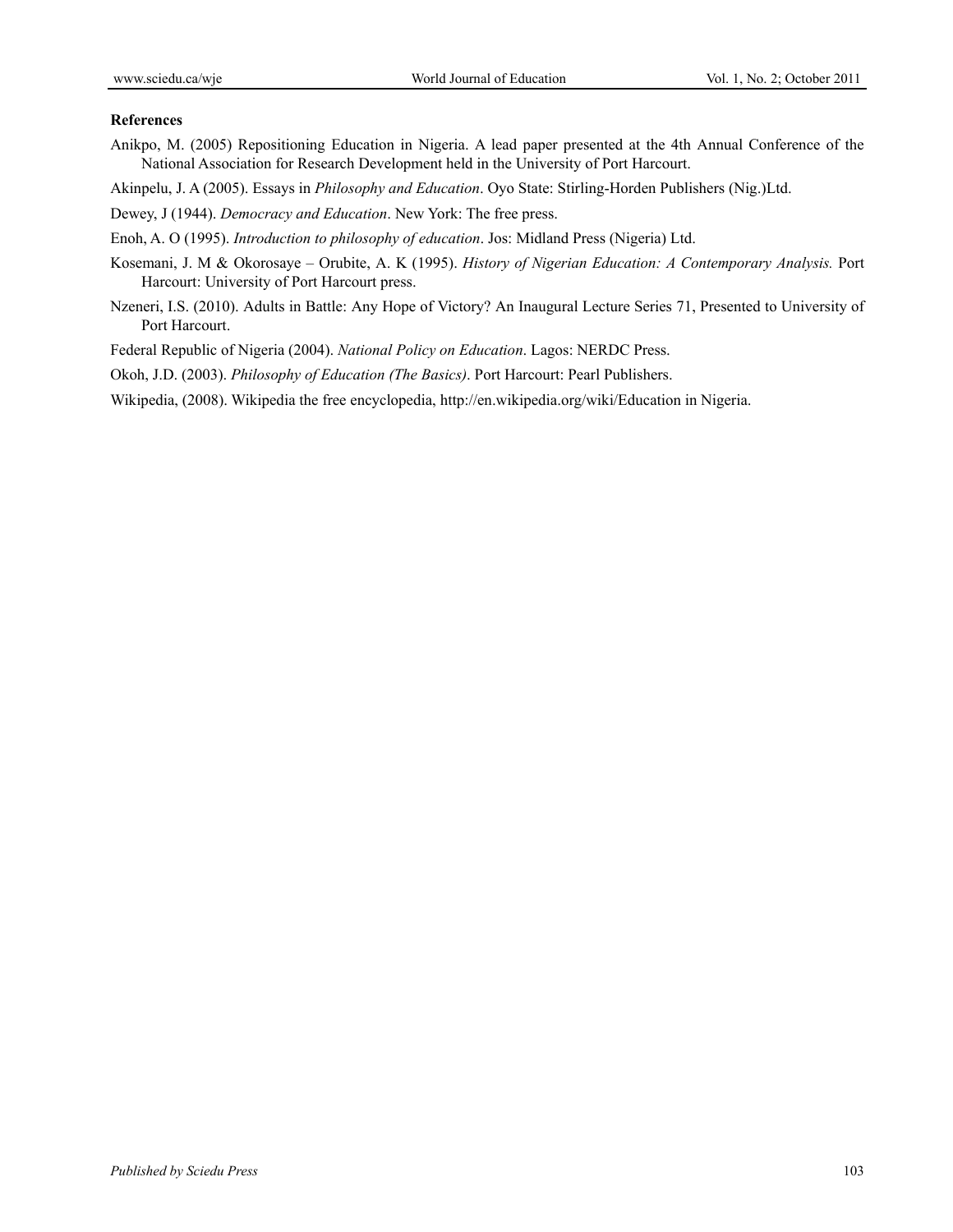**References**

Anikpo, M. (2005) Repositioning Education in Nigeria. A lead paper presented at the 4th Annual Conference of the National Association for Research Development held in the University of Port Harcourt.

Akinpelu, J. A (2005). Essays in *Philosophy and Education*. Oyo State: Stirling-Horden Publishers (Nig.)Ltd.

Dewey, J (1944). *Democracy and Education*. New York: The free press.

Enoh, A. O (1995). *Introduction to philosophy of education*. Jos: Midland Press (Nigeria) Ltd.

Kosemani, J. M & Okorosaye – Orubite, A. K (1995). *History of Nigerian Education: A Contemporary Analysis.* Port Harcourt: University of Port Harcourt press.

Nzeneri, I.S. (2010). Adults in Battle: Any Hope of Victory? An Inaugural Lecture Series 71, Presented to University of Port Harcourt.

Federal Republic of Nigeria (2004). *National Policy on Education*. Lagos: NERDC Press.

Okoh, J.D. (2003). *Philosophy of Education (The Basics)*. Port Harcourt: Pearl Publishers.

Wikipedia, (2008). Wikipedia the free encyclopedia, http://en.wikipedia.org/wiki/Education in Nigeria.